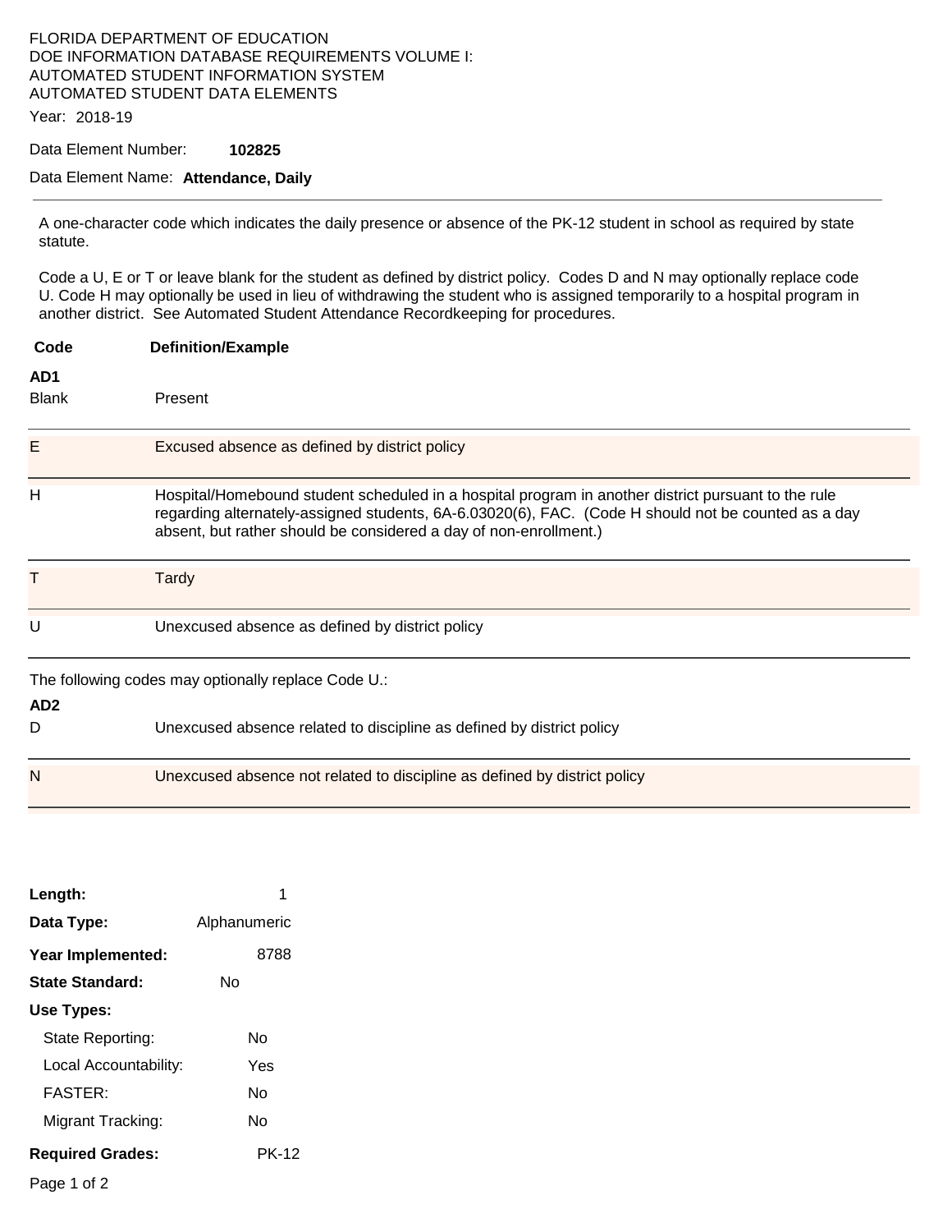FLORIDA DEPARTMENT OF EDUCATION
DOE INFORMATION DATABASE REQUIREMENTS VOLUME I:
AUTOMATED STUDENT INFORMATION SYSTEM
AUTOMATED STUDENT DATA ELEMENTS

Year: 2018-19

Data Element Number: **102825**

Data Element Name: **Attendance, Daily**

---

A one-character code which indicates the daily presence or absence of the PK-12 student in school as required by state statute.

Code a U, E or T or leave blank for the student as defined by district policy. Codes D and N may optionally replace code U. Code H may optionally be used in lieu of withdrawing the student who is assigned temporarily to a hospital program in another district. See Automated Student Attendance Recordkeeping for procedures.

| Code | Definition/Example |
|---|---|
| **AD1** | |
| Blank | Present |
| E | Excused absence as defined by district policy |
| H | Hospital/Homebound student scheduled in a hospital program in another district pursuant to the rule regarding alternately-assigned students, 6A-6.03020(6), FAC. (Code H should not be counted as a day absent, but rather should be considered a day of non-enrollment.) |
| T | Tardy |
| U | Unexcused absence as defined by district policy |

The following codes may optionally replace Code U.:

| Code | Definition/Example |
|---|---|
| **AD2** | |
| D | Unexcused absence related to discipline as defined by district policy |
| N | Unexcused absence not related to discipline as defined by district policy |

**Length:** 1

**Data Type:** Alphanumeric

**Year Implemented:** 8788

**State Standard:** No

**Use Types:**

- State Reporting: No
- Local Accountability: Yes
- FASTER: No
- Migrant Tracking: No

**Required Grades:** PK-12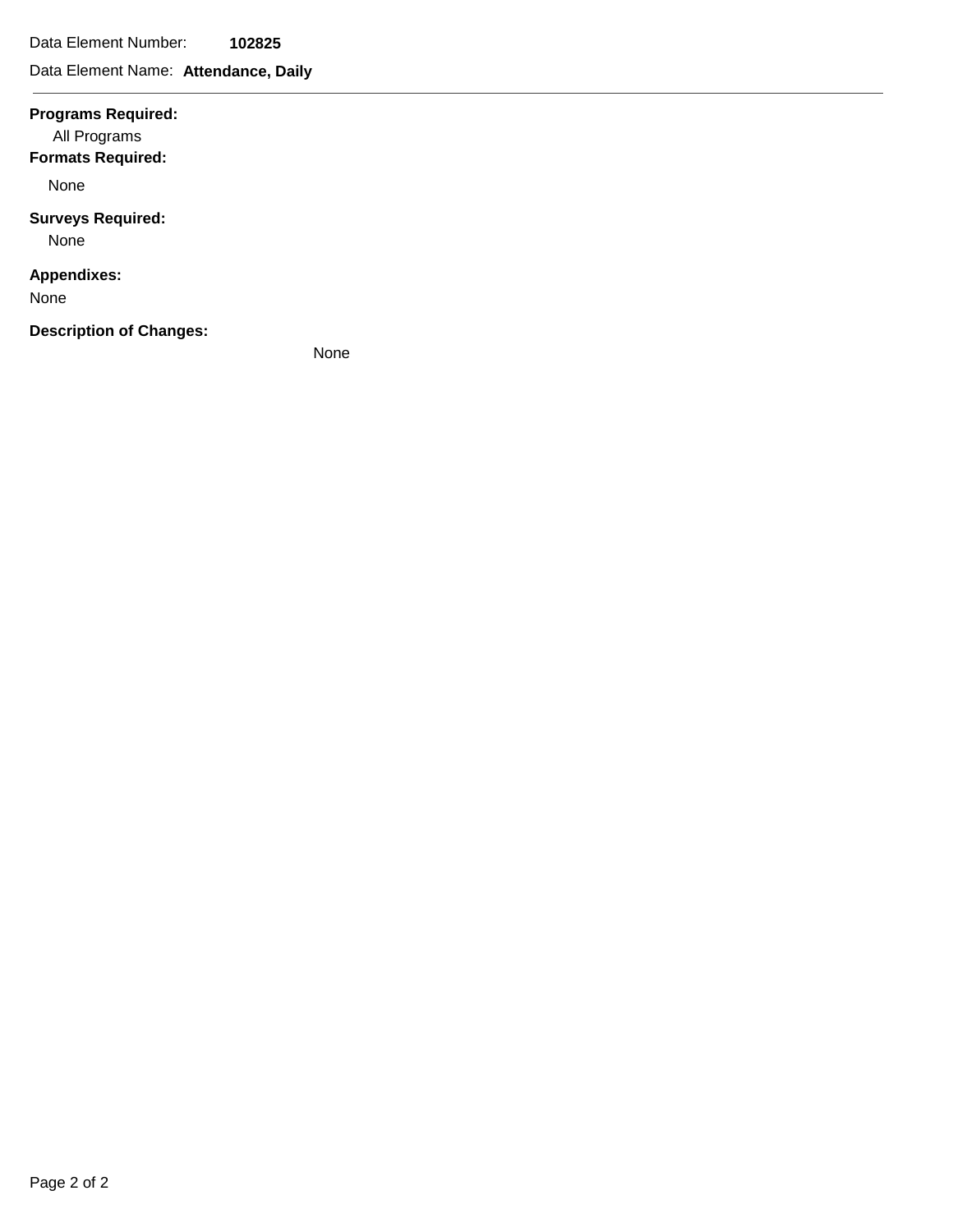Data Element Number: **102825**

Data Element Name: **Attendance, Daily**

---

**Programs Required:**

All Programs

**Formats Required:**

None

**Surveys Required:**

None

**Appendixes:**

None

**Description of Changes:**

None